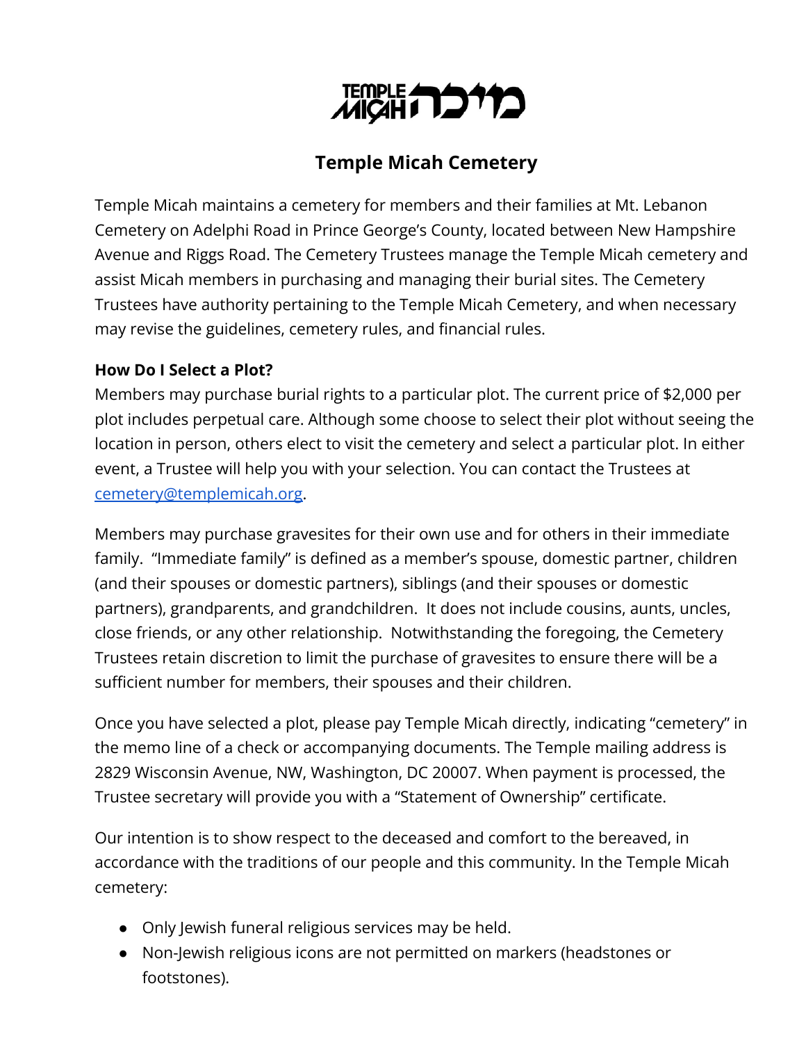# Temple Micah Cemetery

Temple Micah maintains a cemetery for members and their families at Mt. Lebanon Cemetery on Adelphi Road in Prince George's County, located between New Hampshire Avenue and Riggs Road. The Cemetery Trustees manage the Temple Micah cemetery and assist Micah members in purchasing and managing their burial sites. The Cemetery Trustees have authority pertaining to the Temple Micah Cemetery, and when necessary may revise the guidelines, cemetery rules, and financial rules.

**How Do I Select a Plot?**

Members may purchase burial rights to a particular plot. The current price of $2,000 per plot includes perpetual care. Although some choose to select their plot without seeing the location in person, others elect to visit the cemetery and select a particular plot. In either event, a Trustee will help you with your selection. You can contact the Trustees at [cemetery@templemicah.org](mailto:cemetery@templemicah.org).

Members may purchase gravesites for their own use and for others in their immediate family. "Immediate family" is defined as a member's spouse, domestic partner, children (and their spouses or domestic partners), siblings (and their spouses or domestic partners), grandparents, and grandchildren. It does not include cousins, aunts, uncles, close friends, or any other relationship. Notwithstanding the foregoing, the Cemetery Trustees retain discretion to limit the purchase of gravesites to ensure there will be a sufficient number for members, their spouses and their children.

Once you have selected a plot, please pay Temple Micah directly, indicating "cemetery" in the memo line of a check or accompanying documents. The Temple mailing address is 2829 Wisconsin Avenue, NW, Washington, DC 20007. When payment is processed, the Trustee secretary will provide you with a "Statement of Ownership" certificate.

Our intention is to show respect to the deceased and comfort to the bereaved, in accordance with the traditions of our people and this community. In the Temple Micah cemetery:

- Only Jewish funeral religious services may be held.
- Non-Jewish religious icons are not permitted on markers (headstones or footstones).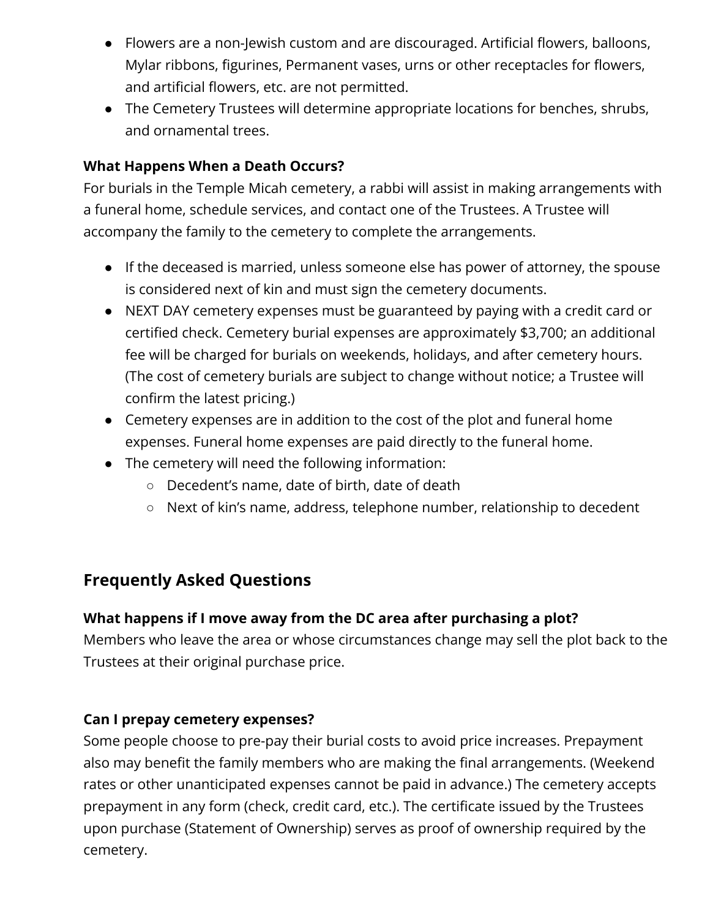- Flowers are a non-Jewish custom and are discouraged. Artificial flowers, balloons, Mylar ribbons, figurines, Permanent vases, urns or other receptacles for flowers, and artificial flowers, etc. are not permitted.
- The Cemetery Trustees will determine appropriate locations for benches, shrubs, and ornamental trees.

**What Happens When a Death Occurs?**
For burials in the Temple Micah cemetery, a rabbi will assist in making arrangements with a funeral home, schedule services, and contact one of the Trustees. A Trustee will accompany the family to the cemetery to complete the arrangements.

- If the deceased is married, unless someone else has power of attorney, the spouse is considered next of kin and must sign the cemetery documents.
- NEXT DAY cemetery expenses must be guaranteed by paying with a credit card or certified check. Cemetery burial expenses are approximately $3,700; an additional fee will be charged for burials on weekends, holidays, and after cemetery hours. (The cost of cemetery burials are subject to change without notice; a Trustee will confirm the latest pricing.)
- Cemetery expenses are in addition to the cost of the plot and funeral home expenses. Funeral home expenses are paid directly to the funeral home.
- The cemetery will need the following information:
    - Decedent's name, date of birth, date of death
    - Next of kin's name, address, telephone number, relationship to decedent

## Frequently Asked Questions

**What happens if I move away from the DC area after purchasing a plot?**
Members who leave the area or whose circumstances change may sell the plot back to the Trustees at their original purchase price.

**Can I prepay cemetery expenses?**
Some people choose to pre-pay their burial costs to avoid price increases. Prepayment also may benefit the family members who are making the final arrangements. (Weekend rates or other unanticipated expenses cannot be paid in advance.) The cemetery accepts prepayment in any form (check, credit card, etc.). The certificate issued by the Trustees upon purchase (Statement of Ownership) serves as proof of ownership required by the cemetery.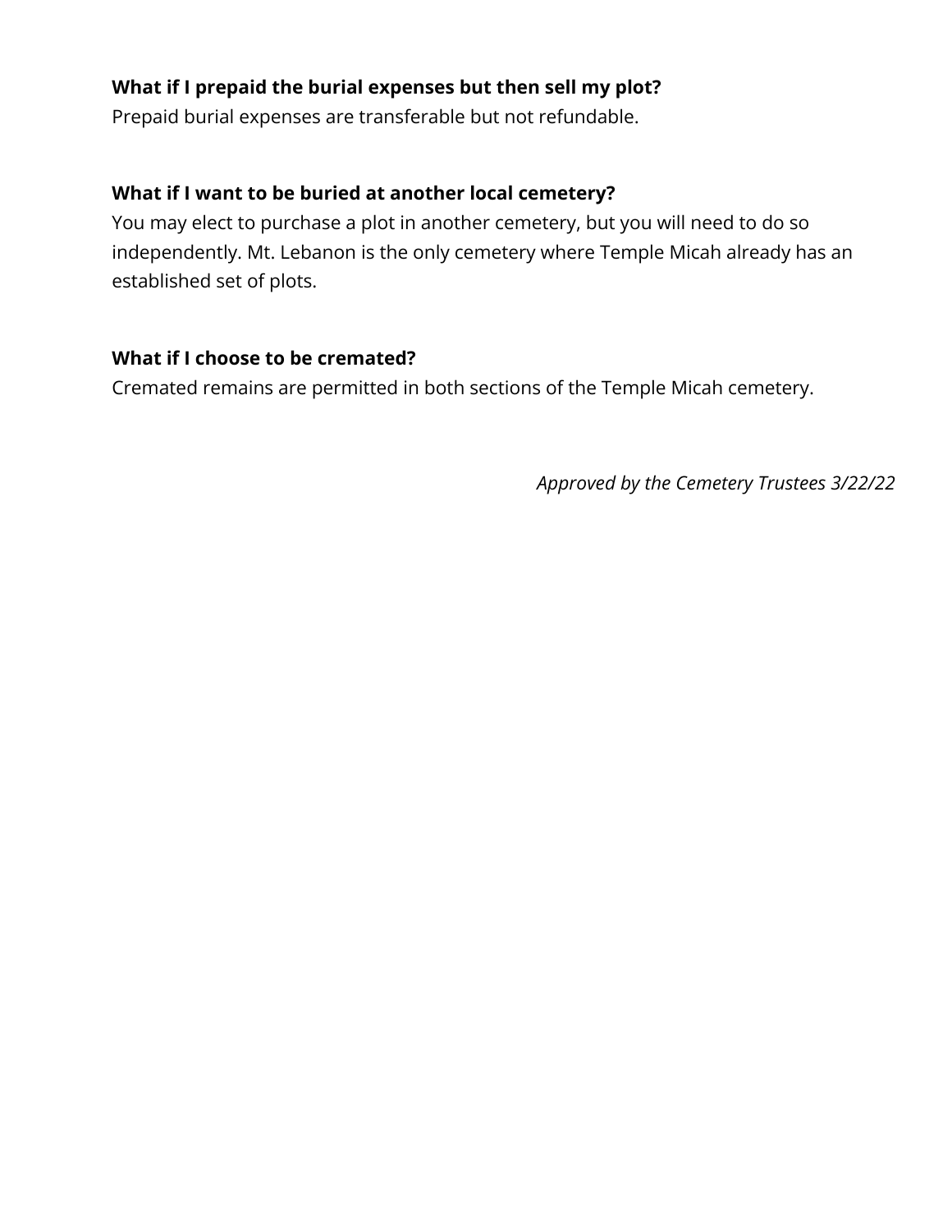**What if I prepaid the burial expenses but then sell my plot?**
Prepaid burial expenses are transferable but not refundable.

**What if I want to be buried at another local cemetery?**
You may elect to purchase a plot in another cemetery, but you will need to do so independently. Mt. Lebanon is the only cemetery where Temple Micah already has an established set of plots.

**What if I choose to be cremated?**
Cremated remains are permitted in both sections of the Temple Micah cemetery.

*Approved by the Cemetery Trustees 3/22/22*